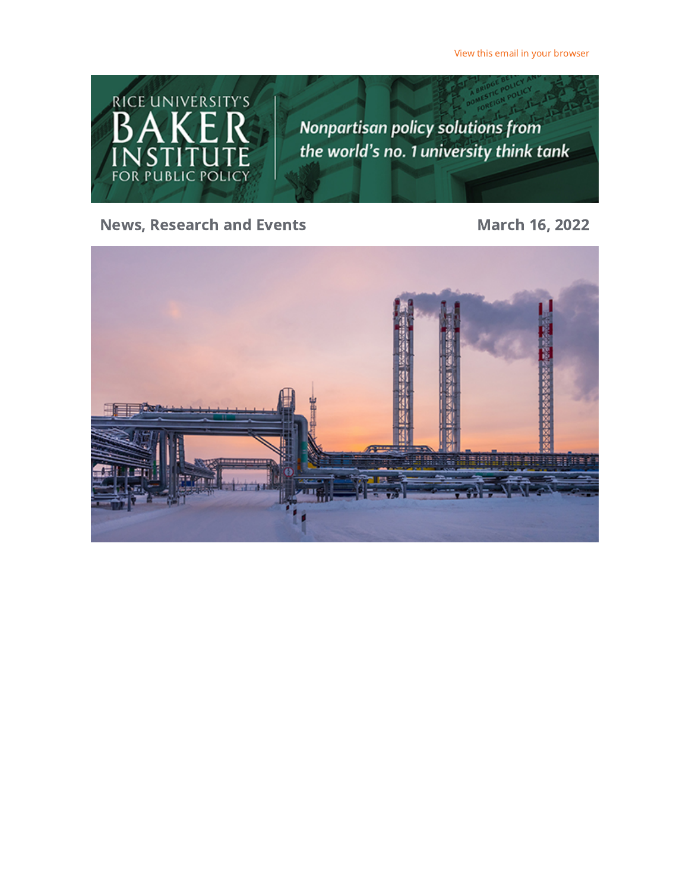View this email in your browser

RICE UNIVERSITY'S BAKER INSTITUTE FOR PUBLIC POLICY

Nonpartisan policy solutions from the world's no. 1 university think tank

## News, Research and Events

March 16, 2022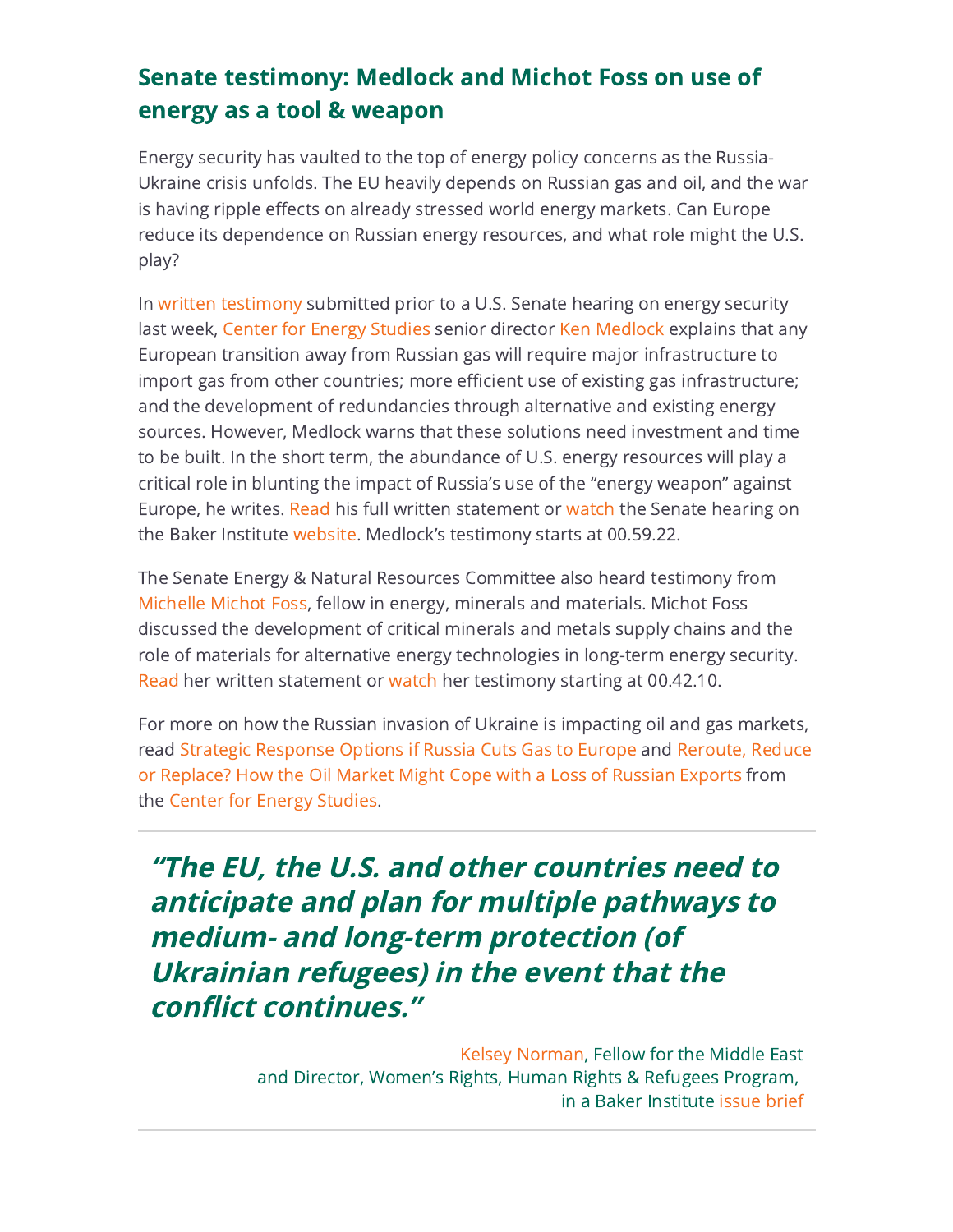## Senate testimony: Medlock and Michot Foss on use of energy as a tool & weapon

Energy security has vaulted to the top of energy policy concerns as the Russia-Ukraine crisis unfolds. The EU heavily depends on Russian gas and oil, and the war is having ripple effects on already stressed world energy markets. Can Europe reduce its dependence on Russian energy resources, and what role might the U.S. play?

In written testimony submitted prior to a U.S. Senate hearing on energy security last week, Center for Energy Studies senior director Ken Medlock explains that any European transition away from Russian gas will require major infrastructure to import gas from other countries; more efficient use of existing gas infrastructure; and the development of redundancies through alternative and existing energy sources. However, Medlock warns that these solutions need investment and time to be built. In the short term, the abundance of U.S. energy resources will play a critical role in blunting the impact of Russia's use of the "energy weapon" against Europe, he writes. Read his full written statement or watch the Senate hearing on the Baker Institute website. Medlock's testimony starts at 00.59.22.

The Senate Energy & Natural Resources Committee also heard testimony from Michelle Michot Foss, fellow in energy, minerals and materials. Michot Foss discussed the development of critical minerals and metals supply chains and the role of materials for alternative energy technologies in long-term energy security. Read her written statement or watch her testimony starting at 00.42.10.

For more on how the Russian invasion of Ukraine is impacting oil and gas markets, read Strategic Response Options if Russia Cuts Gas to Europe and Reroute, Reduce or Replace? How the Oil Market Might Cope with a Loss of Russian Exports from the Center for Energy Studies.

---

> ***"The EU, the U.S. and other countries need to anticipate and plan for multiple pathways to medium- and long-term protection (of Ukrainian refugees) in the event that the conflict continues."***
>
> Kelsey Norman, Fellow for the Middle East and Director, Women's Rights, Human Rights & Refugees Program, in a Baker Institute issue brief

---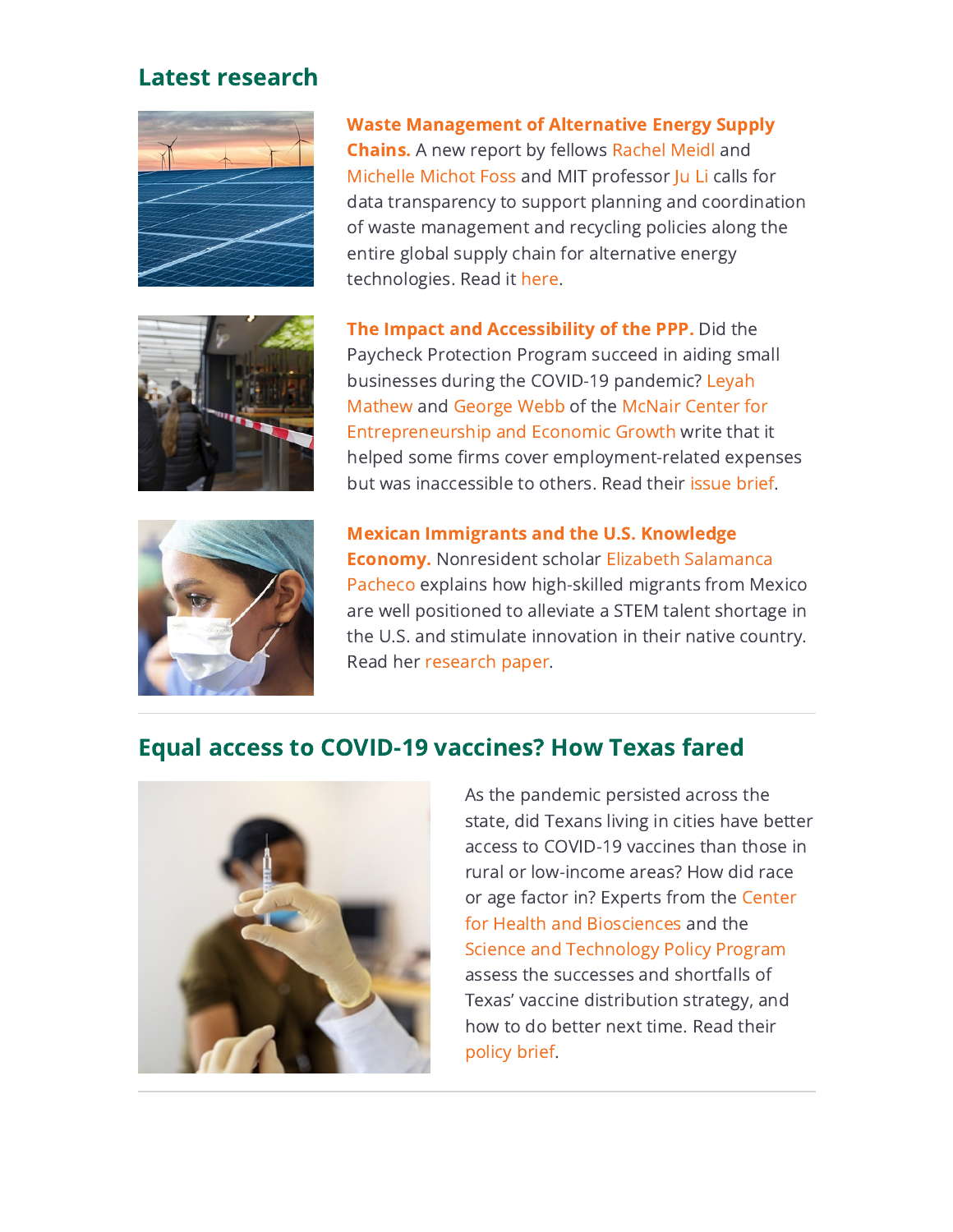## Latest research

**Waste Management of Alternative Energy Supply Chains.** A new report by fellows Rachel Meidl and Michelle Michot Foss and MIT professor Ju Li calls for data transparency to support planning and coordination of waste management and recycling policies along the entire global supply chain for alternative energy technologies. Read it here.

**The Impact and Accessibility of the PPP.** Did the Paycheck Protection Program succeed in aiding small businesses during the COVID-19 pandemic? Leyah Mathew and George Webb of the McNair Center for Entrepreneurship and Economic Growth write that it helped some firms cover employment-related expenses but was inaccessible to others. Read their issue brief.

**Mexican Immigrants and the U.S. Knowledge Economy.** Nonresident scholar Elizabeth Salamanca Pacheco explains how high-skilled migrants from Mexico are well positioned to alleviate a STEM talent shortage in the U.S. and stimulate innovation in their native country. Read her research paper.

## Equal access to COVID-19 vaccines? How Texas fared

As the pandemic persisted across the state, did Texans living in cities have better access to COVID-19 vaccines than those in rural or low-income areas? How did race or age factor in? Experts from the Center for Health and Biosciences and the Science and Technology Policy Program assess the successes and shortfalls of Texas' vaccine distribution strategy, and how to do better next time. Read their policy brief.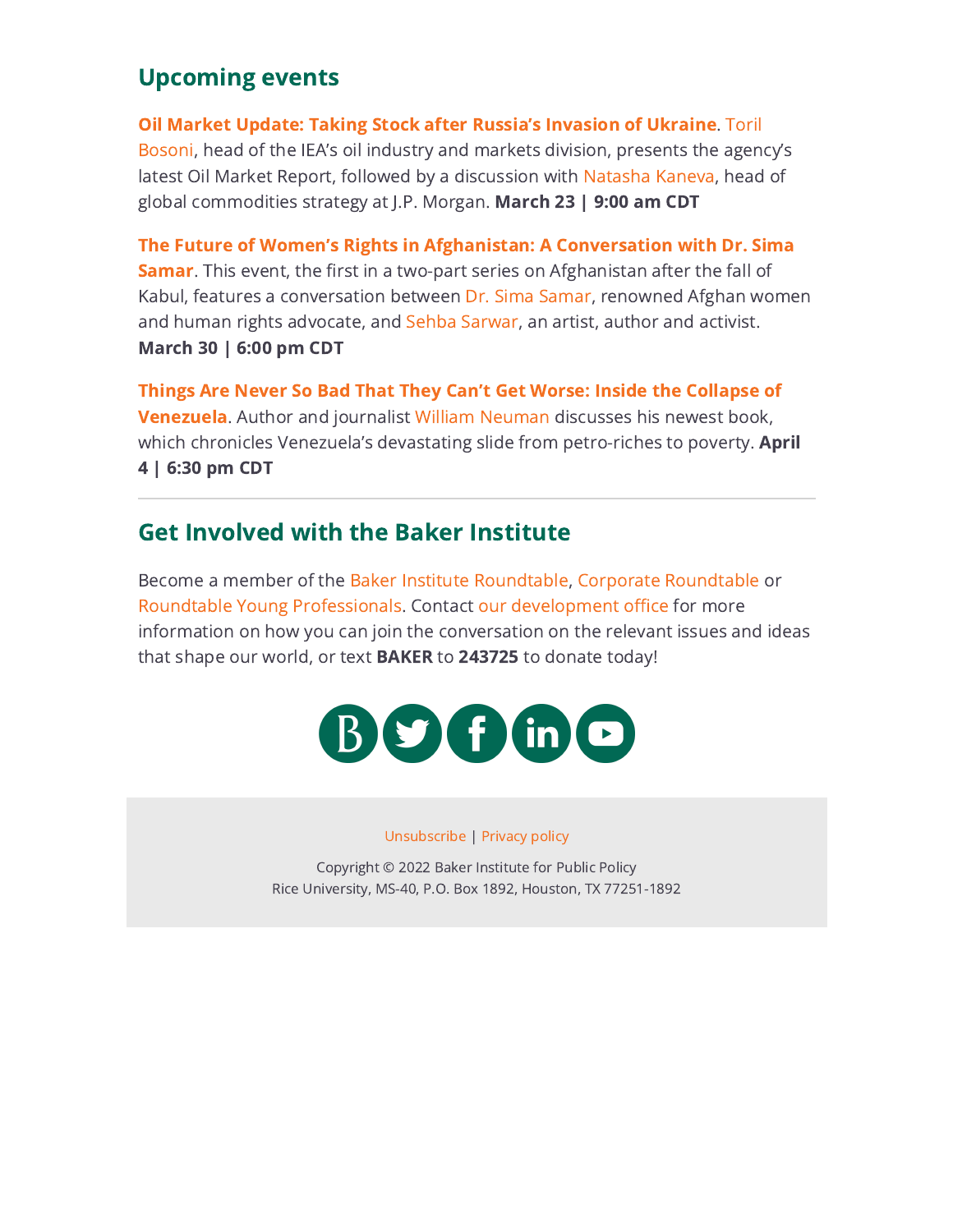## Upcoming events

**Oil Market Update: Taking Stock after Russia's Invasion of Ukraine**. Toril Bosoni, head of the IEA's oil industry and markets division, presents the agency's latest Oil Market Report, followed by a discussion with Natasha Kaneva, head of global commodities strategy at J.P. Morgan. **March 23 | 9:00 am CDT**

**The Future of Women's Rights in Afghanistan: A Conversation with Dr. Sima Samar**. This event, the first in a two-part series on Afghanistan after the fall of Kabul, features a conversation between Dr. Sima Samar, renowned Afghan women and human rights advocate, and Sehba Sarwar, an artist, author and activist. **March 30 | 6:00 pm CDT**

**Things Are Never So Bad That They Can't Get Worse: Inside the Collapse of Venezuela**. Author and journalist William Neuman discusses his newest book, which chronicles Venezuela's devastating slide from petro-riches to poverty. **April 4 | 6:30 pm CDT**

---

## Get Involved with the Baker Institute

Become a member of the Baker Institute Roundtable, Corporate Roundtable or Roundtable Young Professionals. Contact our development office for more information on how you can join the conversation on the relevant issues and ideas that shape our world, or text **BAKER** to **243725** to donate today!

Unsubscribe | Privacy policy

Copyright © 2022 Baker Institute for Public Policy
Rice University, MS-40, P.O. Box 1892, Houston, TX 77251-1892